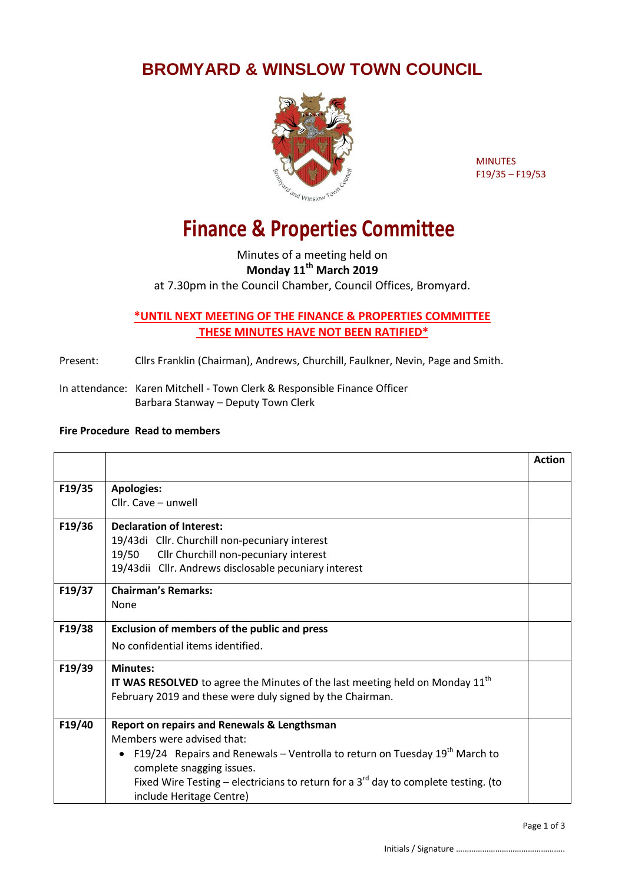# BROMYARD & WINSLOW TOWN COUNCIL

MINUTES
F19/35 – F19/53

# Finance & Properties Committee

Minutes of a meeting held on
**Monday 11th March 2019**
at 7.30pm in the Council Chamber, Council Offices, Bromyard.

**\*UNTIL NEXT MEETING OF THE FINANCE & PROPERTIES COMMITTEE THESE MINUTES HAVE NOT BEEN RATIFIED\***

Present: Cllrs Franklin (Chairman), Andrews, Churchill, Faulkner, Nevin, Page and Smith.

In attendance: Karen Mitchell - Town Clerk & Responsible Finance Officer
Barbara Stanway – Deputy Town Clerk

**Fire Procedure Read to members**

| | | **Action** |
|---|---|---|
| F19/35 | **Apologies:**<br>Cllr. Cave – unwell | |
| F19/36 | **Declaration of Interest:**<br>19/43di Cllr. Churchill non-pecuniary interest<br>19/50 Cllr Churchill non-pecuniary interest<br>19/43dii Cllr. Andrews disclosable pecuniary interest | |
| F19/37 | **Chairman's Remarks:**<br>None | |
| F19/38 | **Exclusion of members of the public and press**<br>No confidential items identified. | |
| F19/39 | **Minutes:**<br>**IT WAS RESOLVED** to agree the Minutes of the last meeting held on Monday 11th February 2019 and these were duly signed by the Chairman. | |
| F19/40 | **Report on repairs and Renewals & Lengthsman**<br>Members were advised that:<br>• F19/24 Repairs and Renewals – Ventrolla to return on Tuesday 19th March to complete snagging issues.<br>Fixed Wire Testing – electricians to return for a 3rd day to complete testing. (to include Heritage Centre) | |

Initials / Signature ……………………………………….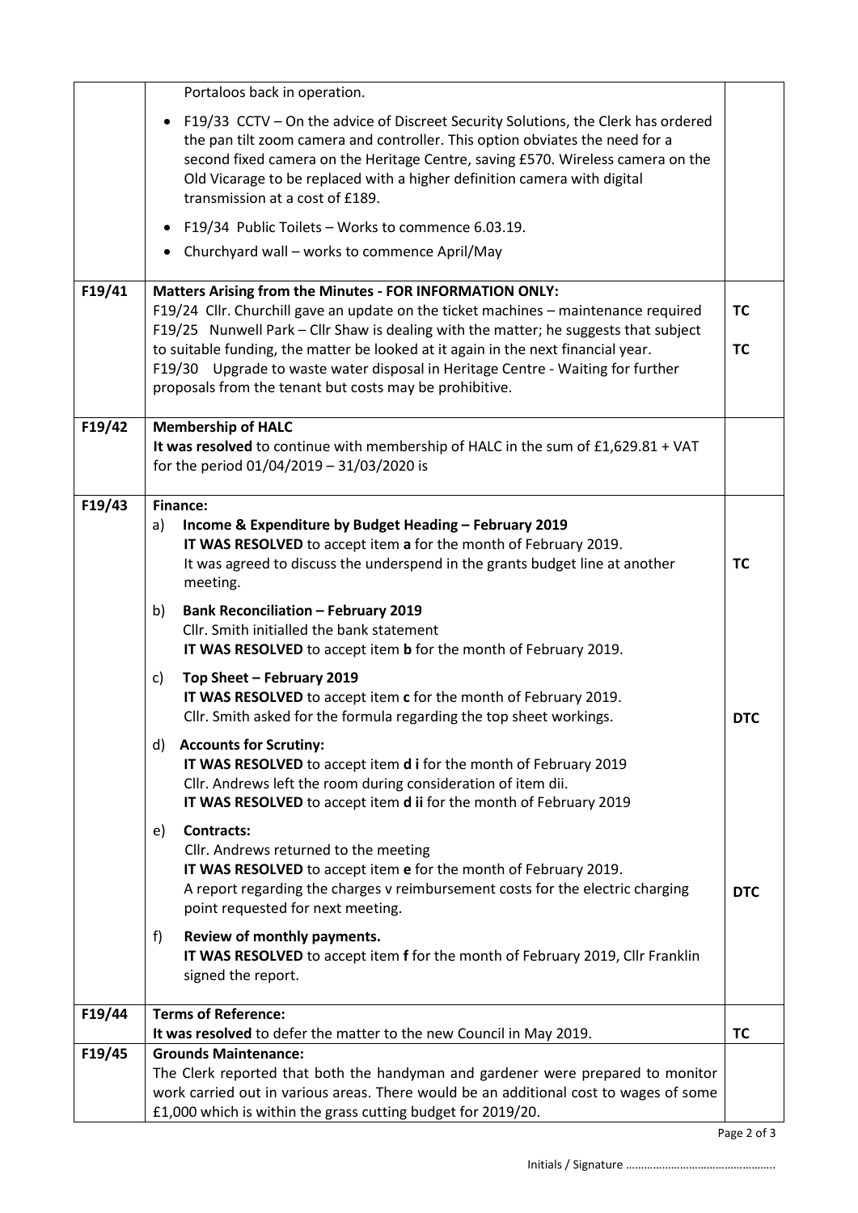| | | |
|---|---|---|
| | Portaloos back in operation.<br>• F19/33 CCTV – On the advice of Discreet Security Solutions, the Clerk has ordered the pan tilt zoom camera and controller. This option obviates the need for a second fixed camera on the Heritage Centre, saving £570. Wireless camera on the Old Vicarage to be replaced with a higher definition camera with digital transmission at a cost of £189.<br>• F19/34 Public Toilets – Works to commence 6.03.19.<br>• Churchyard wall – works to commence April/May | |
| **F19/41** | **Matters Arising from the Minutes - FOR INFORMATION ONLY:**<br>F19/24 Cllr. Churchill gave an update on the ticket machines – maintenance required<br>F19/25 Nunwell Park – Cllr Shaw is dealing with the matter; he suggests that subject to suitable funding, the matter be looked at it again in the next financial year.<br>F19/30 Upgrade to waste water disposal in Heritage Centre - Waiting for further proposals from the tenant but costs may be prohibitive. | **TC**<br><br>**TC** |
| **F19/42** | **Membership of HALC**<br>**It was resolved** to continue with membership of HALC in the sum of £1,629.81 + VAT for the period 01/04/2019 – 31/03/2020 is | |
| **F19/43** | **Finance:**<br>a) **Income & Expenditure by Budget Heading – February 2019**<br>**IT WAS RESOLVED** to accept item **a** for the month of February 2019.<br>It was agreed to discuss the underspend in the grants budget line at another meeting.<br>b) **Bank Reconciliation – February 2019**<br>Cllr. Smith initialled the bank statement<br>**IT WAS RESOLVED** to accept item **b** for the month of February 2019.<br>c) **Top Sheet – February 2019**<br>**IT WAS RESOLVED** to accept item **c** for the month of February 2019.<br>Cllr. Smith asked for the formula regarding the top sheet workings.<br>d) **Accounts for Scrutiny:**<br>**IT WAS RESOLVED** to accept item **d i** for the month of February 2019<br>Cllr. Andrews left the room during consideration of item dii.<br>**IT WAS RESOLVED** to accept item **d ii** for the month of February 2019<br>e) **Contracts:**<br>Cllr. Andrews returned to the meeting<br>**IT WAS RESOLVED** to accept item **e** for the month of February 2019.<br>A report regarding the charges v reimbursement costs for the electric charging point requested for next meeting.<br>f) **Review of monthly payments.**<br>**IT WAS RESOLVED** to accept item **f** for the month of February 2019, Cllr Franklin signed the report. | **TC**<br><br>**DTC**<br><br>**DTC** |
| **F19/44** | **Terms of Reference:**<br>**It was resolved** to defer the matter to the new Council in May 2019. | **TC** |
| **F19/45** | **Grounds Maintenance:**<br>The Clerk reported that both the handyman and gardener were prepared to monitor work carried out in various areas. There would be an additional cost to wages of some £1,000 which is within the grass cutting budget for 2019/20. | |

Initials / Signature …………………………………………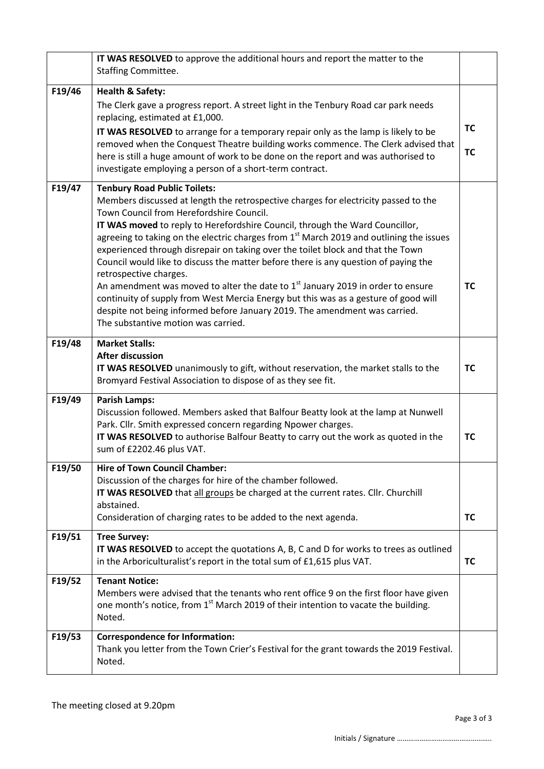| | | |
|---|---|---|
| | **IT WAS RESOLVED** to approve the additional hours and report the matter to the Staffing Committee. | |
| F19/46 | **Health & Safety:**<br>The Clerk gave a progress report. A street light in the Tenbury Road car park needs replacing, estimated at £1,000.<br>**IT WAS RESOLVED** to arrange for a temporary repair only as the lamp is likely to be removed when the Conquest Theatre building works commence. The Clerk advised that here is still a huge amount of work to be done on the report and was authorised to investigate employing a person of a short-term contract. | TC<br>TC |
| F19/47 | **Tenbury Road Public Toilets:**<br>Members discussed at length the retrospective charges for electricity passed to the Town Council from Herefordshire Council.<br>**IT WAS moved** to reply to Herefordshire Council, through the Ward Councillor, agreeing to taking on the electric charges from 1st March 2019 and outlining the issues experienced through disrepair on taking over the toilet block and that the Town Council would like to discuss the matter before there is any question of paying the retrospective charges.<br>An amendment was moved to alter the date to 1st January 2019 in order to ensure continuity of supply from West Mercia Energy but this was as a gesture of good will despite not being informed before January 2019. The amendment was carried.<br>The substantive motion was carried. | TC |
| F19/48 | **Market Stalls:**<br>**After discussion**<br>**IT WAS RESOLVED** unanimously to gift, without reservation, the market stalls to the Bromyard Festival Association to dispose of as they see fit. | TC |
| F19/49 | **Parish Lamps:**<br>Discussion followed. Members asked that Balfour Beatty look at the lamp at Nunwell Park. Cllr. Smith expressed concern regarding Npower charges.<br>**IT WAS RESOLVED** to authorise Balfour Beatty to carry out the work as quoted in the sum of £2202.46 plus VAT. | TC |
| F19/50 | **Hire of Town Council Chamber:**<br>Discussion of the charges for hire of the chamber followed.<br>**IT WAS RESOLVED** that all groups be charged at the current rates. Cllr. Churchill abstained.<br>Consideration of charging rates to be added to the next agenda. | TC |
| F19/51 | **Tree Survey:**<br>**IT WAS RESOLVED** to accept the quotations A, B, C and D for works to trees as outlined in the Arboriculturalist's report in the total sum of £1,615 plus VAT. | TC |
| F19/52 | **Tenant Notice:**<br>Members were advised that the tenants who rent office 9 on the first floor have given one month's notice, from 1st March 2019 of their intention to vacate the building.<br>Noted. | |
| F19/53 | **Correspondence for Information:**<br>Thank you letter from the Town Crier's Festival for the grant towards the 2019 Festival.<br>Noted. | |

The meeting closed at 9.20pm

Initials / Signature …………………………………………